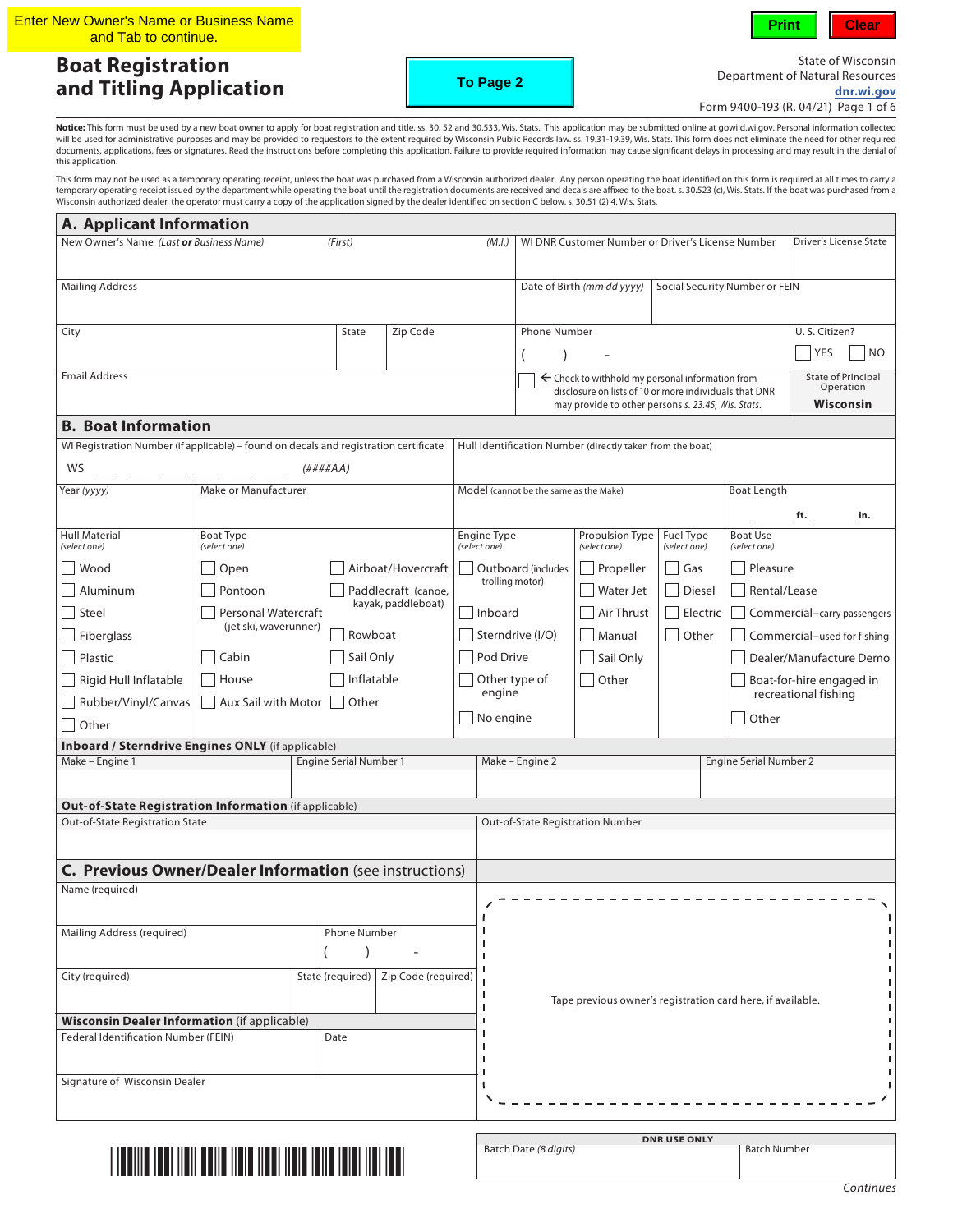Enter New Owner's Name or Business Name and Tab to continue.

Print | Clear

# Boat Registration and Titling Application

To Page 2

State of Wisconsin
Department of Natural Resources
**dnr.wi.gov**
Form 9400-193 (R. 04/21)

**Notice:** This form must be used by a new boat owner to apply for boat registration and title. ss. 30. 52 and 30.533, Wis. Stats. This application may be submitted online at gowild.wi.gov. Personal information collected will be used for administrative purposes and may be provided to requestors to the extent required by Wisconsin Public Records law. ss. 19.31-19.39, Wis. Stats. This form does not eliminate the need for other required documents, applications, fees or signatures. Read the instructions before completing this application. Failure to provide required information may cause significant delays in processing and may result in the denial of this application.

This form may not be used as a temporary operating receipt, unless the boat was purchased from a Wisconsin authorized dealer. Any person operating the boat identified on this form is required at all times to carry a temporary operating receipt issued by the department while operating the boat until the registration documents are received and decals are affixed to the boat. s. 30.523 (c), Wis. Stats. If the boat was purchased from a Wisconsin authorized dealer, the operator must carry a copy of the application signed by the dealer identified on section C below. s. 30.51 (2) 4. Wis. Stats.

## A. Applicant Information

| New Owner's Name *(Last **or** Business Name)* | *(First)* | *(M.I.)* | WI DNR Customer Number or Driver's License Number | Driver's License State |
|---|---|---|---|---|
| | | | | |

| Mailing Address | Date of Birth *(mm dd yyyy)* | Social Security Number or FEIN |
|---|---|---|
| | | |

| City | State | Zip Code | Phone Number | U. S. Citizen? |
|---|---|---|---|---|
| | | | ( ) - | ☐ YES ☐ NO |

| Email Address | ☐ ← Check to withhold my personal information from disclosure on lists of 10 or more individuals that DNR may provide to other persons *s. 23.45, Wis. Stats.* | State of Principal Operation **Wisconsin** |
|---|---|---|

## B. Boat Information

| WI Registration Number (if applicable) – found on decals and registration certificate | Hull Identification Number (directly taken from the boat) |
|---|---|
| WS ___ ___ ___ ___ ___ ___ *(####AA)* | |

| Year *(yyyy)* | Make or Manufacturer | Model (cannot be the same as the Make) | Boat Length |
|---|---|---|---|
| | | | ______ ft. ______ in. |

| Hull Material *(select one)* | Boat Type *(select one)* | | Engine Type *(select one)* | Propulsion Type *(select one)* | Fuel Type *(select one)* | Boat Use *(select one)* |
|---|---|---|---|---|---|---|
| ☐ Wood | ☐ Open | ☐ Airboat/Hovercraft | ☐ Outboard (includes trolling motor) | ☐ Propeller | ☐ Gas | ☐ Pleasure |
| ☐ Aluminum | ☐ Pontoon | ☐ Paddlecraft (canoe, kayak, paddleboat) | ☐ Inboard | ☐ Water Jet | ☐ Diesel | ☐ Rental/Lease |
| ☐ Steel | ☐ Personal Watercraft (jet ski, waverunner) | ☐ Rowboat | ☐ Sterndrive (I/O) | ☐ Air Thrust | ☐ Electric | ☐ Commercial–carry passengers |
| ☐ Fiberglass | ☐ Cabin | ☐ Sail Only | ☐ Pod Drive | ☐ Manual | ☐ Other | ☐ Commercial–used for fishing |
| ☐ Plastic | ☐ House | ☐ Inflatable | ☐ Other type of engine | ☐ Sail Only | | ☐ Dealer/Manufacture Demo |
| ☐ Rigid Hull Inflatable | ☐ Aux Sail with Motor | ☐ Other | ☐ No engine | ☐ Other | | ☐ Boat-for-hire engaged in recreational fishing |
| ☐ Rubber/Vinyl/Canvas | | | | | | ☐ Other |
| ☐ Other | | | | | | |

**Inboard / Sterndrive Engines ONLY** (if applicable)

| Make – Engine 1 | Engine Serial Number 1 | Make – Engine 2 | Engine Serial Number 2 |
|---|---|---|---|
| | | | |

**Out-of-State Registration Information** (if applicable)

| Out-of-State Registration State | Out-of-State Registration Number |
|---|---|
| | |

## C. Previous Owner/Dealer Information (see instructions)

| Name (required) | |
|---|---|
| Mailing Address (required) | Phone Number ( ) - |

| City (required) | State (required) | Zip Code (required) |
|---|---|---|
| | | |

Tape previous owner's registration card here, if available.

**Wisconsin Dealer Information** (if applicable)

| Federal Identification Number (FEIN) | Date |
|---|---|
| | |

Signature of Wisconsin Dealer

**DNR USE ONLY**

| Batch Date *(8 digits)* | Batch Number |
|---|---|
| | |

*Continues*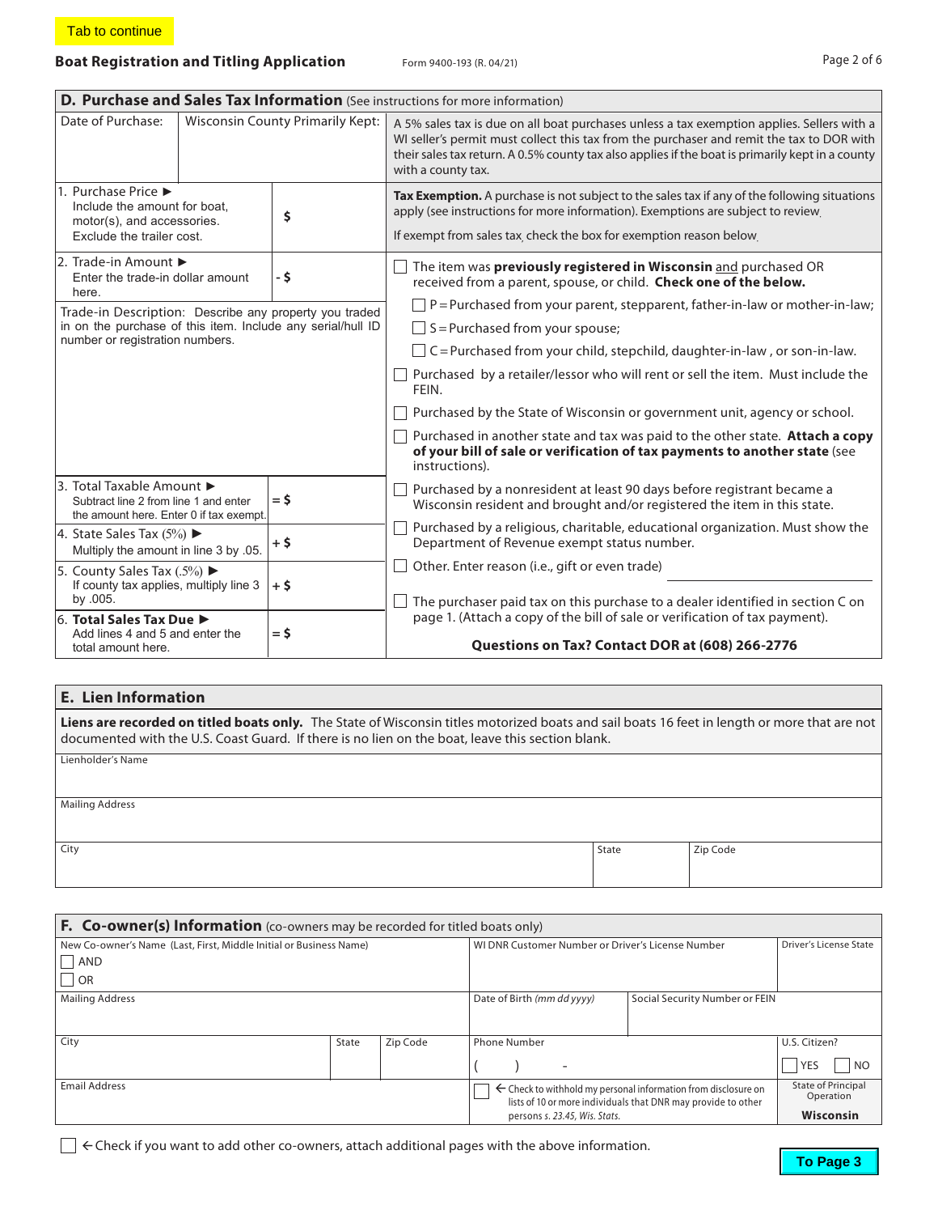Tab to continue

**Boat Registration and Titling Application** Form 9400-193 (R. 04/21)

## D. Purchase and Sales Tax Information (See instructions for more information)

| Date of Purchase: | Wisconsin County Primarily Kept: |
|---|---|
| | |

A 5% sales tax is due on all boat purchases unless a tax exemption applies. Sellers with a WI seller's permit must collect this tax from the purchaser and remit the tax to DOR with their sales tax return. A 0.5% county tax also applies if the boat is primarily kept in a county with a county tax.

| Line | Amount |
|---|---|
| 1. Purchase Price ▶ Include the amount for boat, motor(s), and accessories. Exclude the trailer cost. | $ |
| 2. Trade-in Amount ▶ Enter the trade-in dollar amount here. | - $ |
| 3. Total Taxable Amount ▶ Subtract line 2 from line 1 and enter the amount here. Enter 0 if tax exempt. | = $ |
| 4. State Sales Tax (5%) ▶ Multiply the amount in line 3 by .05. | + $ |
| 5. County Sales Tax (.5%) ▶ If county tax applies, multiply line 3 by .005. | + $ |
| 6. **Total Sales Tax Due** ▶ Add lines 4 and 5 and enter the total amount here. | = $ |

Trade-in Description: Describe any property you traded in on the purchase of this item. Include any serial/hull ID number or registration numbers.

**Tax Exemption.** A purchase is not subject to the sales tax if any of the following situations apply (see instructions for more information). Exemptions are subject to review.

If exempt from sales tax, check the box for exemption reason below.

- ☐ The item was **previously registered in Wisconsin** and purchased OR received from a parent, spouse, or child. **Check one of the below.**
  - ☐ P = Purchased from your parent, stepparent, father-in-law or mother-in-law;
  - ☐ S = Purchased from your spouse;
  - ☐ C = Purchased from your child, stepchild, daughter-in-law , or son-in-law.
- ☐ Purchased by a retailer/lessor who will rent or sell the item. Must include the FEIN.
- ☐ Purchased by the State of Wisconsin or government unit, agency or school.
- ☐ Purchased in another state and tax was paid to the other state. **Attach a copy of your bill of sale or verification of tax payments to another state** (see instructions).
- ☐ Purchased by a nonresident at least 90 days before registrant became a Wisconsin resident and brought and/or registered the item in this state.
- ☐ Purchased by a religious, charitable, educational organization. Must show the Department of Revenue exempt status number.
- ☐ Other. Enter reason (i.e., gift or even trade) ____________________
- ☐ The purchaser paid tax on this purchase to a dealer identified in section C on page 1. (Attach a copy of the bill of sale or verification of tax payment).

**Questions on Tax? Contact DOR at (608) 266-2776**

## E. Lien Information

**Liens are recorded on titled boats only.** The State of Wisconsin titles motorized boats and sail boats 16 feet in length or more that are not documented with the U.S. Coast Guard. If there is no lien on the boat, leave this section blank.

| Lienholder's Name | | |
|---|---|---|
| **Mailing Address** | | |
| **City** | **State** | **Zip Code** |

## F. Co-owner(s) Information (co-owners may be recorded for titled boats only)

| New Co-owner's Name (Last, First, Middle Initial or Business Name) ☐ AND ☐ OR | | | WI DNR Customer Number or Driver's License Number | | Driver's License State |
|---|---|---|---|---|---|
| Mailing Address | | | Date of Birth *(mm dd yyyy)* | Social Security Number or FEIN | |
| City | State | Zip Code | Phone Number ( ) - | | U.S. Citizen? ☐ YES ☐ NO |
| Email Address | | | ☐ ← Check to withhold my personal information from disclosure on lists of 10 or more individuals that DNR may provide to other persons *s. 23.45, Wis. Stats.* | | State of Principal Operation **Wisconsin** |

☐ ← Check if you want to add other co-owners, attach additional pages with the above information.

**To Page 3**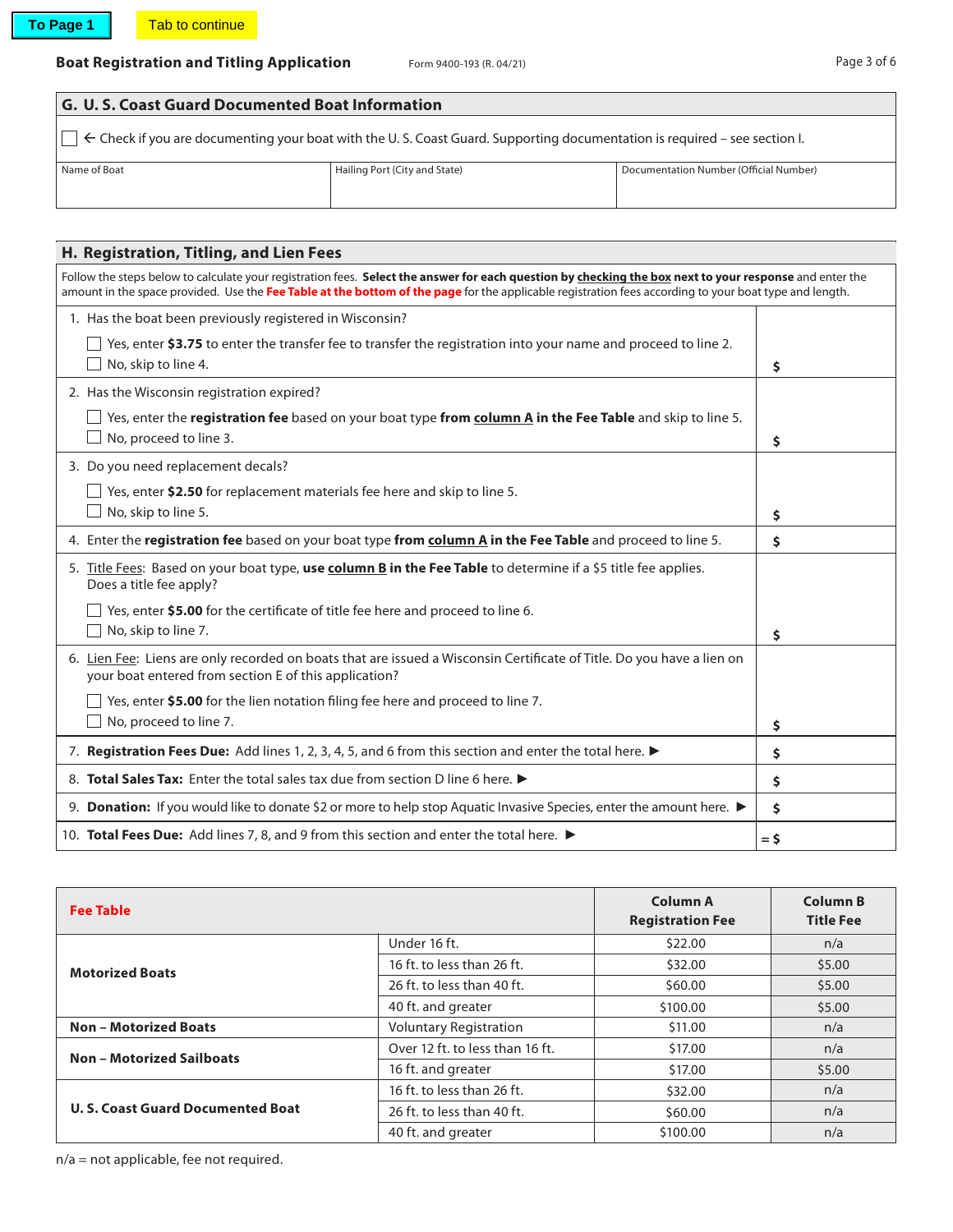To Page 1 | Tab to continue

**Boat Registration and Titling Application** Form 9400-193 (R. 04/21)

## G. U. S. Coast Guard Documented Boat Information

☐ ← Check if you are documenting your boat with the U. S. Coast Guard. Supporting documentation is required – see section I.

| Name of Boat | Hailing Port (City and State) | Documentation Number (Official Number) |
|---|---|---|
| | | |

## H. Registration, Titling, and Lien Fees

Follow the steps below to calculate your registration fees. **Select the answer for each question by checking the box next to your response** and enter the amount in the space provided. Use the **Fee Table at the bottom of the page** for the applicable registration fees according to your boat type and length.

| | |
|---|---|
| 1. Has the boat been previously registered in Wisconsin?<br>☐ Yes, enter **$3.75** to enter the transfer fee to transfer the registration into your name and proceed to line 2.<br>☐ No, skip to line 4. | $ |
| 2. Has the Wisconsin registration expired?<br>☐ Yes, enter the **registration fee** based on your boat type **from column A in the Fee Table** and skip to line 5.<br>☐ No, proceed to line 3. | $ |
| 3. Do you need replacement decals?<br>☐ Yes, enter **$2.50** for replacement materials fee here and skip to line 5.<br>☐ No, skip to line 5. | $ |
| 4. Enter the **registration fee** based on your boat type **from column A in the Fee Table** and proceed to line 5. | $ |
| 5. Title Fees: Based on your boat type, **use column B in the Fee Table** to determine if a $5 title fee applies. Does a title fee apply?<br>☐ Yes, enter **$5.00** for the certificate of title fee here and proceed to line 6.<br>☐ No, skip to line 7. | $ |
| 6. Lien Fee: Liens are only recorded on boats that are issued a Wisconsin Certificate of Title. Do you have a lien on your boat entered from section E of this application?<br>☐ Yes, enter **$5.00** for the lien notation filing fee here and proceed to line 7.<br>☐ No, proceed to line 7. | $ |
| 7. **Registration Fees Due:** Add lines 1, 2, 3, 4, 5, and 6 from this section and enter the total here. ▶ | $ |
| 8. **Total Sales Tax:** Enter the total sales tax due from section D line 6 here. ▶ | $ |
| 9. **Donation:** If you would like to donate $2 or more to help stop Aquatic Invasive Species, enter the amount here. ▶ | $ |
| 10. **Total Fees Due:** Add lines 7, 8, and 9 from this section and enter the total here. ▶ | = $ |

| Fee Table | | Column A Registration Fee | Column B Title Fee |
|---|---|---|---|
| **Motorized Boats** | Under 16 ft. | $22.00 | n/a |
| | 16 ft. to less than 26 ft. | $32.00 | $5.00 |
| | 26 ft. to less than 40 ft. | $60.00 | $5.00 |
| | 40 ft. and greater | $100.00 | $5.00 |
| **Non – Motorized Boats** | Voluntary Registration | $11.00 | n/a |
| **Non – Motorized Sailboats** | Over 12 ft. to less than 16 ft. | $17.00 | n/a |
| | 16 ft. and greater | $17.00 | $5.00 |
| **U. S. Coast Guard Documented Boat** | 16 ft. to less than 26 ft. | $32.00 | n/a |
| | 26 ft. to less than 40 ft. | $60.00 | n/a |
| | 40 ft. and greater | $100.00 | n/a |

n/a = not applicable, fee not required.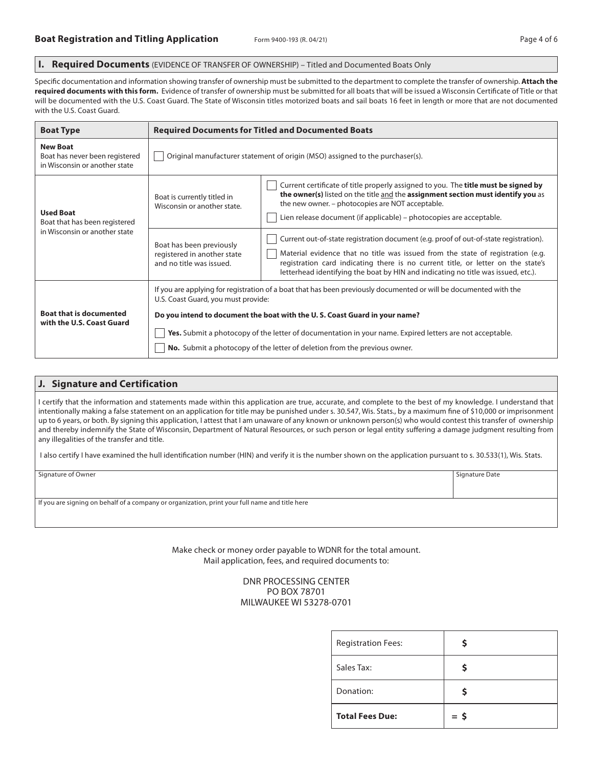## I. Required Documents (EVIDENCE OF TRANSFER OF OWNERSHIP) – Titled and Documented Boats Only

Specific documentation and information showing transfer of ownership must be submitted to the department to complete the transfer of ownership. **Attach the required documents with this form.** Evidence of transfer of ownership must be submitted for all boats that will be issued a Wisconsin Certificate of Title or that will be documented with the U.S. Coast Guard. The State of Wisconsin titles motorized boats and sail boats 16 feet in length or more that are not documented with the U.S. Coast Guard.

| Boat Type | Required Documents for Titled and Documented Boats | |
|---|---|---|
| **New Boat** Boat has never been registered in Wisconsin or another state | ☐ Original manufacturer statement of origin (MSO) assigned to the purchaser(s). | |
| **Used Boat** Boat that has been registered in Wisconsin or another state | Boat is currently titled in Wisconsin or another state. | ☐ Current certificate of title properly assigned to you. The **title must be signed by the owner(s)** listed on the title and the **assignment section must identify you** as the new owner. – photocopies are NOT acceptable.<br>☐ Lien release document (if applicable) – photocopies are acceptable. |
| | Boat has been previously registered in another state and no title was issued. | ☐ Current out-of-state registration document (e.g. proof of out-of-state registration).<br>☐ Material evidence that no title was issued from the state of registration (e.g. registration card indicating there is no current title, or letter on the state's letterhead identifying the boat by HIN and indicating no title was issued, etc.). |
| **Boat that is documented with the U.S. Coast Guard** | If you are applying for registration of a boat that has been previously documented or will be documented with the U.S. Coast Guard, you must provide:<br>**Do you intend to document the boat with the U. S. Coast Guard in your name?**<br>☐ **Yes.** Submit a photocopy of the letter of documentation in your name. Expired letters are not acceptable.<br>☐ **No.** Submit a photocopy of the letter of deletion from the previous owner. | |

## J. Signature and Certification

I certify that the information and statements made within this application are true, accurate, and complete to the best of my knowledge. I understand that intentionally making a false statement on an application for title may be punished under s. 30.547, Wis. Stats., by a maximum fine of $10,000 or imprisonment up to 6 years, or both. By signing this application, I attest that I am unaware of any known or unknown person(s) who would contest this transfer of ownership and thereby indemnify the State of Wisconsin, Department of Natural Resources, or such person or legal entity suffering a damage judgment resulting from any illegalities of the transfer and title.

I also certify I have examined the hull identification number (HIN) and verify it is the number shown on the application pursuant to s. 30.533(1), Wis. Stats.

| Signature of Owner | Signature Date |
|---|---|
| | |
| If you are signing on behalf of a company or organization, print your full name and title here | |

Make check or money order payable to WDNR for the total amount.
Mail application, fees, and required documents to:

DNR PROCESSING CENTER
PO BOX 78701
MILWAUKEE WI 53278-0701

| | |
|---|---|
| Registration Fees: | $ |
| Sales Tax: | $ |
| Donation: | $ |
| **Total Fees Due:** | = $ |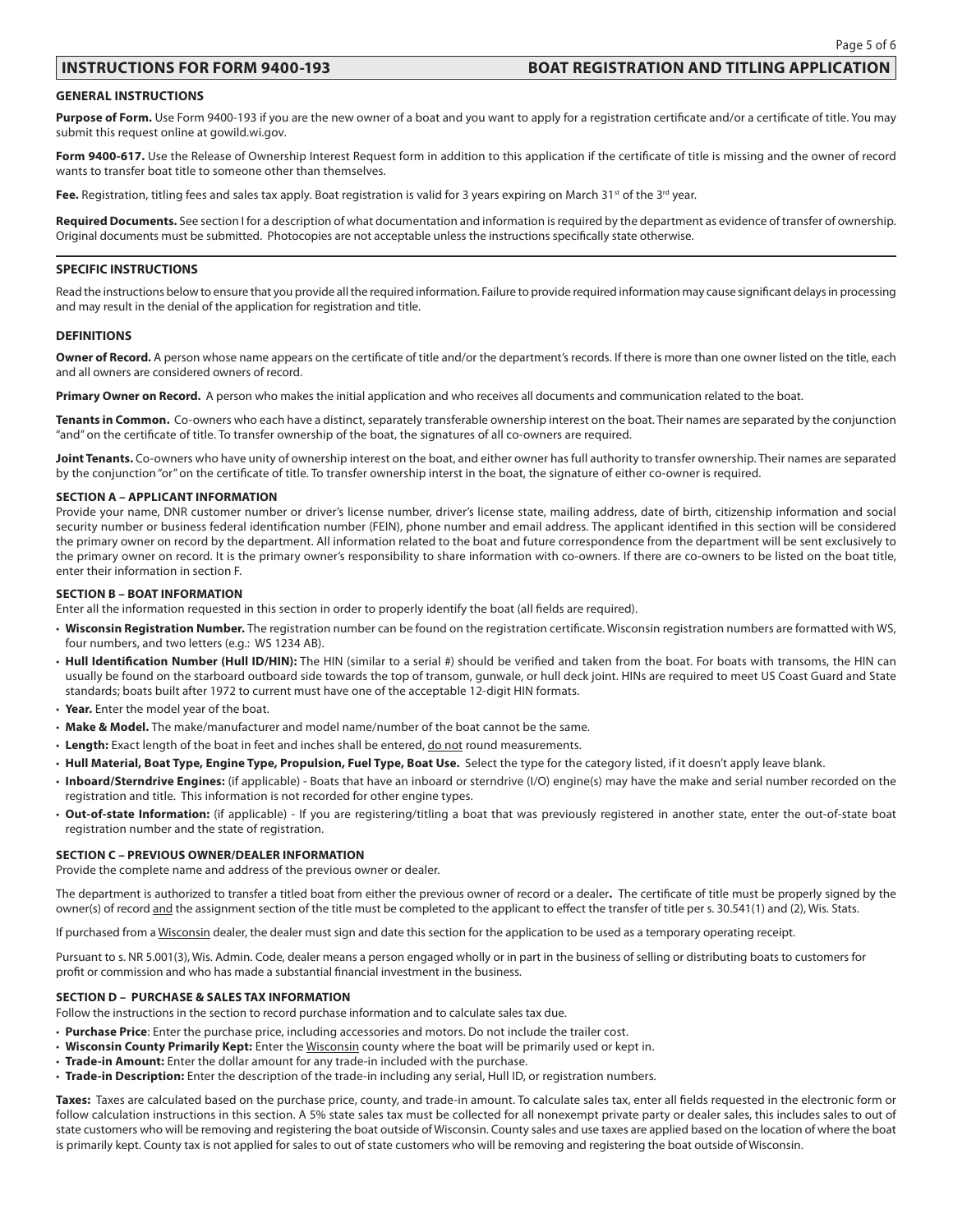## INSTRUCTIONS FOR FORM 9400-193 BOAT REGISTRATION AND TITLING APPLICATION

### GENERAL INSTRUCTIONS

**Purpose of Form.** Use Form 9400-193 if you are the new owner of a boat and you want to apply for a registration certificate and/or a certificate of title. You may submit this request online at gowild.wi.gov.

**Form 9400-617.** Use the Release of Ownership Interest Request form in addition to this application if the certificate of title is missing and the owner of record wants to transfer boat title to someone other than themselves.

**Fee.** Registration, titling fees and sales tax apply. Boat registration is valid for 3 years expiring on March 31st of the 3rd year.

**Required Documents.** See section I for a description of what documentation and information is required by the department as evidence of transfer of ownership. Original documents must be submitted. Photocopies are not acceptable unless the instructions specifically state otherwise.

### SPECIFIC INSTRUCTIONS

Read the instructions below to ensure that you provide all the required information. Failure to provide required information may cause significant delays in processing and may result in the denial of the application for registration and title.

### DEFINITIONS

**Owner of Record.** A person whose name appears on the certificate of title and/or the department's records. If there is more than one owner listed on the title, each and all owners are considered owners of record.

**Primary Owner on Record.** A person who makes the initial application and who receives all documents and communication related to the boat.

**Tenants in Common.** Co-owners who each have a distinct, separately transferable ownership interest on the boat. Their names are separated by the conjunction "and" on the certificate of title. To transfer ownership of the boat, the signatures of all co-owners are required.

**Joint Tenants.** Co-owners who have unity of ownership interest on the boat, and either owner has full authority to transfer ownership. Their names are separated by the conjunction "or" on the certificate of title. To transfer ownership interst in the boat, the signature of either co-owner is required.

### SECTION A – APPLICANT INFORMATION

Provide your name, DNR customer number or driver's license number, driver's license state, mailing address, date of birth, citizenship information and social security number or business federal identification number (FEIN), phone number and email address. The applicant identified in this section will be considered the primary owner on record by the department. All information related to the boat and future correspondence from the department will be sent exclusively to the primary owner on record. It is the primary owner's responsibility to share information with co-owners. If there are co-owners to be listed on the boat title, enter their information in section F.

### SECTION B – BOAT INFORMATION

Enter all the information requested in this section in order to properly identify the boat (all fields are required).

- **Wisconsin Registration Number.** The registration number can be found on the registration certificate. Wisconsin registration numbers are formatted with WS, four numbers, and two letters (e.g.: WS 1234 AB).
- **Hull Identification Number (Hull ID/HIN):** The HIN (similar to a serial #) should be verified and taken from the boat. For boats with transoms, the HIN can usually be found on the starboard outboard side towards the top of transom, gunwale, or hull deck joint. HINs are required to meet US Coast Guard and State standards; boats built after 1972 to current must have one of the acceptable 12-digit HIN formats.
- **Year.** Enter the model year of the boat.
- **Make & Model.** The make/manufacturer and model name/number of the boat cannot be the same.
- **Length:** Exact length of the boat in feet and inches shall be entered, do not round measurements.
- **Hull Material, Boat Type, Engine Type, Propulsion, Fuel Type, Boat Use.** Select the type for the category listed, if it doesn't apply leave blank.
- **Inboard/Sterndrive Engines:** (if applicable) - Boats that have an inboard or sterndrive (I/O) engine(s) may have the make and serial number recorded on the registration and title. This information is not recorded for other engine types.
- **Out-of-state Information:** (if applicable) - If you are registering/titling a boat that was previously registered in another state, enter the out-of-state boat registration number and the state of registration.

### SECTION C – PREVIOUS OWNER/DEALER INFORMATION

Provide the complete name and address of the previous owner or dealer.

The department is authorized to transfer a titled boat from either the previous owner of record or a dealer**.** The certificate of title must be properly signed by the owner(s) of record and the assignment section of the title must be completed to the applicant to effect the transfer of title per s. 30.541(1) and (2), Wis. Stats.

If purchased from a Wisconsin dealer, the dealer must sign and date this section for the application to be used as a temporary operating receipt.

Pursuant to s. NR 5.001(3), Wis. Admin. Code, dealer means a person engaged wholly or in part in the business of selling or distributing boats to customers for profit or commission and who has made a substantial financial investment in the business.

### SECTION D – PURCHASE & SALES TAX INFORMATION

Follow the instructions in the section to record purchase information and to calculate sales tax due.

- **Purchase Price**: Enter the purchase price, including accessories and motors. Do not include the trailer cost.
- **Wisconsin County Primarily Kept:** Enter the Wisconsin county where the boat will be primarily used or kept in.
- **Trade-in Amount:** Enter the dollar amount for any trade-in included with the purchase.
- **Trade-in Description:** Enter the description of the trade-in including any serial, Hull ID, or registration numbers.

**Taxes:** Taxes are calculated based on the purchase price, county, and trade-in amount. To calculate sales tax, enter all fields requested in the electronic form or follow calculation instructions in this section. A 5% state sales tax must be collected for all nonexempt private party or dealer sales, this includes sales to out of state customers who will be removing and registering the boat outside of Wisconsin. County sales and use taxes are applied based on the location of where the boat is primarily kept. County tax is not applied for sales to out of state customers who will be removing and registering the boat outside of Wisconsin.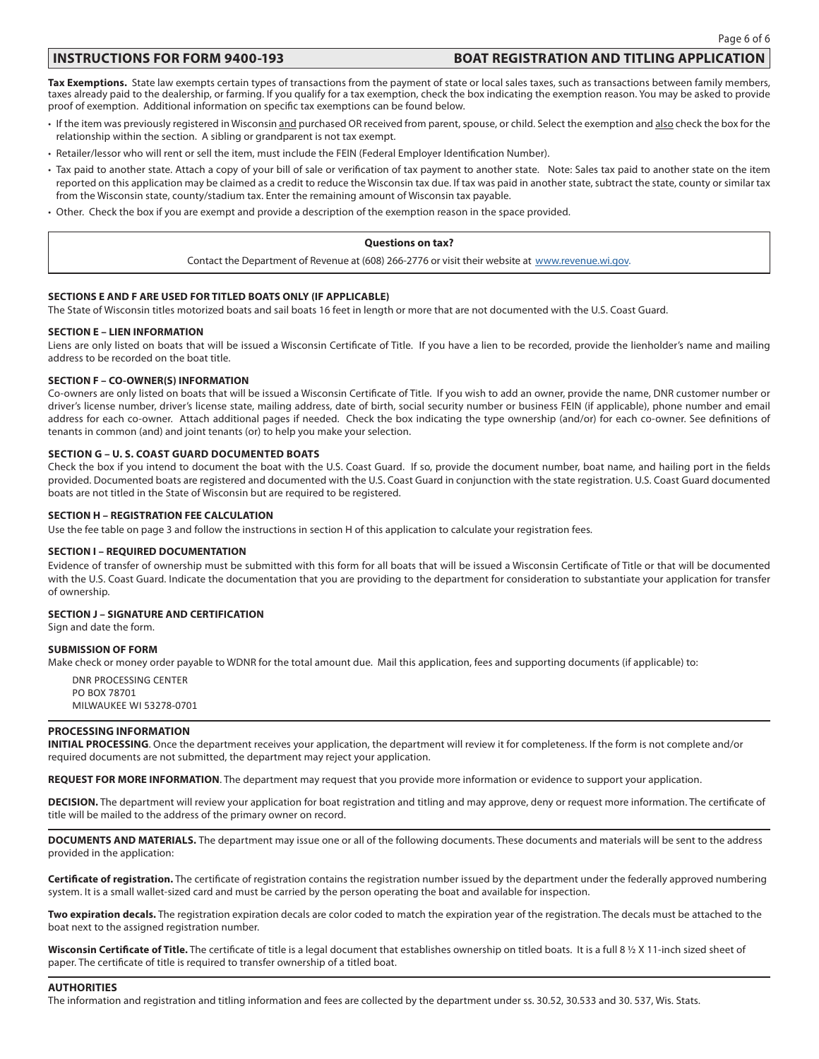## INSTRUCTIONS FOR FORM 9400-193 — BOAT REGISTRATION AND TITLING APPLICATION

**Tax Exemptions.** State law exempts certain types of transactions from the payment of state or local sales taxes, such as transactions between family members, taxes already paid to the dealership, or farming. If you qualify for a tax exemption, check the box indicating the exemption reason. You may be asked to provide proof of exemption. Additional information on specific tax exemptions can be found below.

- If the item was previously registered in Wisconsin and purchased OR received from parent, spouse, or child. Select the exemption and also check the box for the relationship within the section. A sibling or grandparent is not tax exempt.
- Retailer/lessor who will rent or sell the item, must include the FEIN (Federal Employer Identification Number).
- Tax paid to another state. Attach a copy of your bill of sale or verification of tax payment to another state. Note: Sales tax paid to another state on the item reported on this application may be claimed as a credit to reduce the Wisconsin tax due. If tax was paid in another state, subtract the state, county or similar tax from the Wisconsin state, county/stadium tax. Enter the remaining amount of Wisconsin tax payable.
- Other. Check the box if you are exempt and provide a description of the exemption reason in the space provided.

**Questions on tax?**

Contact the Department of Revenue at (608) 266-2776 or visit their website at www.revenue.wi.gov.

### SECTIONS E AND F ARE USED FOR TITLED BOATS ONLY (IF APPLICABLE)

The State of Wisconsin titles motorized boats and sail boats 16 feet in length or more that are not documented with the U.S. Coast Guard.

### SECTION E – LIEN INFORMATION

Liens are only listed on boats that will be issued a Wisconsin Certificate of Title. If you have a lien to be recorded, provide the lienholder's name and mailing address to be recorded on the boat title.

### SECTION F – CO-OWNER(S) INFORMATION

Co-owners are only listed on boats that will be issued a Wisconsin Certificate of Title. If you wish to add an owner, provide the name, DNR customer number or driver's license number, driver's license state, mailing address, date of birth, social security number or business FEIN (if applicable), phone number and email address for each co-owner. Attach additional pages if needed. Check the box indicating the type ownership (and/or) for each co-owner. See definitions of tenants in common (and) and joint tenants (or) to help you make your selection.

### SECTION G – U. S. COAST GUARD DOCUMENTED BOATS

Check the box if you intend to document the boat with the U.S. Coast Guard. If so, provide the document number, boat name, and hailing port in the fields provided. Documented boats are registered and documented with the U.S. Coast Guard in conjunction with the state registration. U.S. Coast Guard documented boats are not titled in the State of Wisconsin but are required to be registered.

### SECTION H – REGISTRATION FEE CALCULATION

Use the fee table on page 3 and follow the instructions in section H of this application to calculate your registration fees.

### SECTION I – REQUIRED DOCUMENTATION

Evidence of transfer of ownership must be submitted with this form for all boats that will be issued a Wisconsin Certificate of Title or that will be documented with the U.S. Coast Guard. Indicate the documentation that you are providing to the department for consideration to substantiate your application for transfer of ownership.

### SECTION J – SIGNATURE AND CERTIFICATION

Sign and date the form.

### SUBMISSION OF FORM

Make check or money order payable to WDNR for the total amount due. Mail this application, fees and supporting documents (if applicable) to:

DNR PROCESSING CENTER
PO BOX 78701
MILWAUKEE WI 53278-0701

### PROCESSING INFORMATION

**INITIAL PROCESSING**. Once the department receives your application, the department will review it for completeness. If the form is not complete and/or required documents are not submitted, the department may reject your application.

**REQUEST FOR MORE INFORMATION**. The department may request that you provide more information or evidence to support your application.

**DECISION.** The department will review your application for boat registration and titling and may approve, deny or request more information. The certificate of title will be mailed to the address of the primary owner on record.

**DOCUMENTS AND MATERIALS.** The department may issue one or all of the following documents. These documents and materials will be sent to the address provided in the application:

**Certificate of registration.** The certificate of registration contains the registration number issued by the department under the federally approved numbering system. It is a small wallet-sized card and must be carried by the person operating the boat and available for inspection.

**Two expiration decals.** The registration expiration decals are color coded to match the expiration year of the registration. The decals must be attached to the boat next to the assigned registration number.

**Wisconsin Certificate of Title.** The certificate of title is a legal document that establishes ownership on titled boats. It is a full 8 ½ X 11-inch sized sheet of paper. The certificate of title is required to transfer ownership of a titled boat.

### AUTHORITIES

The information and registration and titling information and fees are collected by the department under ss. 30.52, 30.533 and 30. 537, Wis. Stats.